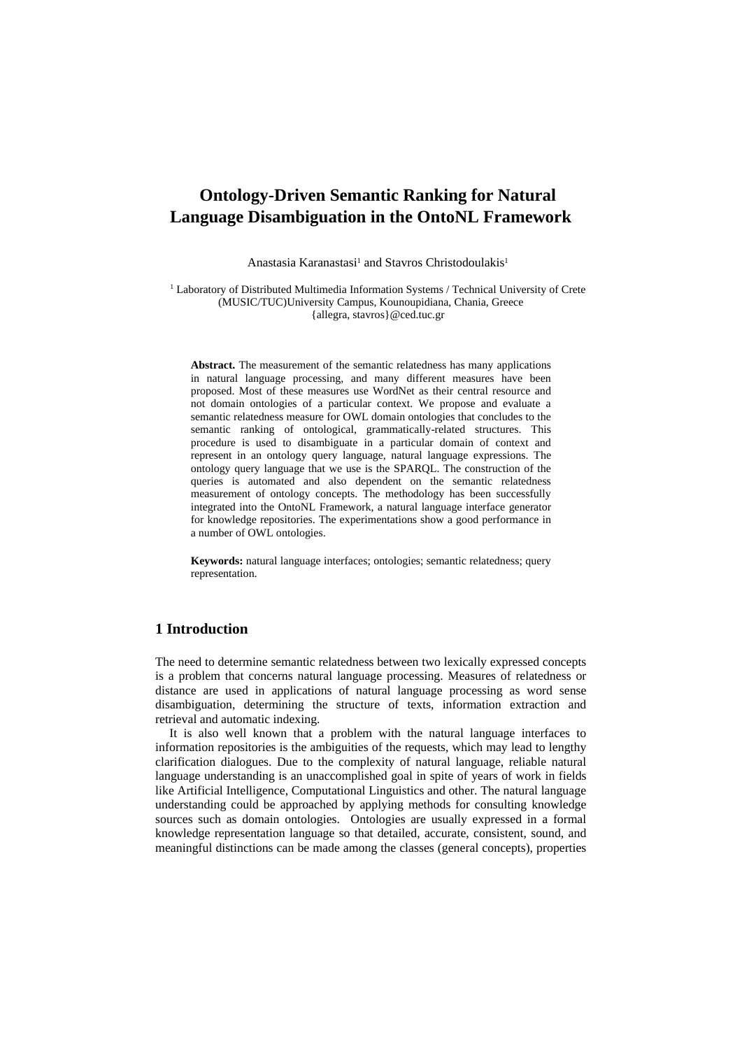# Ontology-Driven Semantic Ranking for Natural Language Disambiguation in the OntoNL Framework

Anastasia Karanastasi[1] and Stavros Christodoulakis[1]

[1] Laboratory of Distributed Multimedia Information Systems / Technical University of Crete (MUSIC/TUC)University Campus, Kounoupidiana, Chania, Greece
{allegra, stavros}@ced.tuc.gr

**Abstract.** The measurement of the semantic relatedness has many applications in natural language processing, and many different measures have been proposed. Most of these measures use WordNet as their central resource and not domain ontologies of a particular context. We propose and evaluate a semantic relatedness measure for OWL domain ontologies that concludes to the semantic ranking of ontological, grammatically-related structures. This procedure is used to disambiguate in a particular domain of context and represent in an ontology query language, natural language expressions. The ontology query language that we use is the SPARQL. The construction of the queries is automated and also dependent on the semantic relatedness measurement of ontology concepts. The methodology has been successfully integrated into the OntoNL Framework, a natural language interface generator for knowledge repositories. The experimentations show a good performance in a number of OWL ontologies.

**Keywords:** natural language interfaces; ontologies; semantic relatedness; query representation.

## 1 Introduction

The need to determine semantic relatedness between two lexically expressed concepts is a problem that concerns natural language processing. Measures of relatedness or distance are used in applications of natural language processing as word sense disambiguation, determining the structure of texts, information extraction and retrieval and automatic indexing.

It is also well known that a problem with the natural language interfaces to information repositories is the ambiguities of the requests, which may lead to lengthy clarification dialogues. Due to the complexity of natural language, reliable natural language understanding is an unaccomplished goal in spite of years of work in fields like Artificial Intelligence, Computational Linguistics and other. The natural language understanding could be approached by applying methods for consulting knowledge sources such as domain ontologies. Ontologies are usually expressed in a formal knowledge representation language so that detailed, accurate, consistent, sound, and meaningful distinctions can be made among the classes (general concepts), properties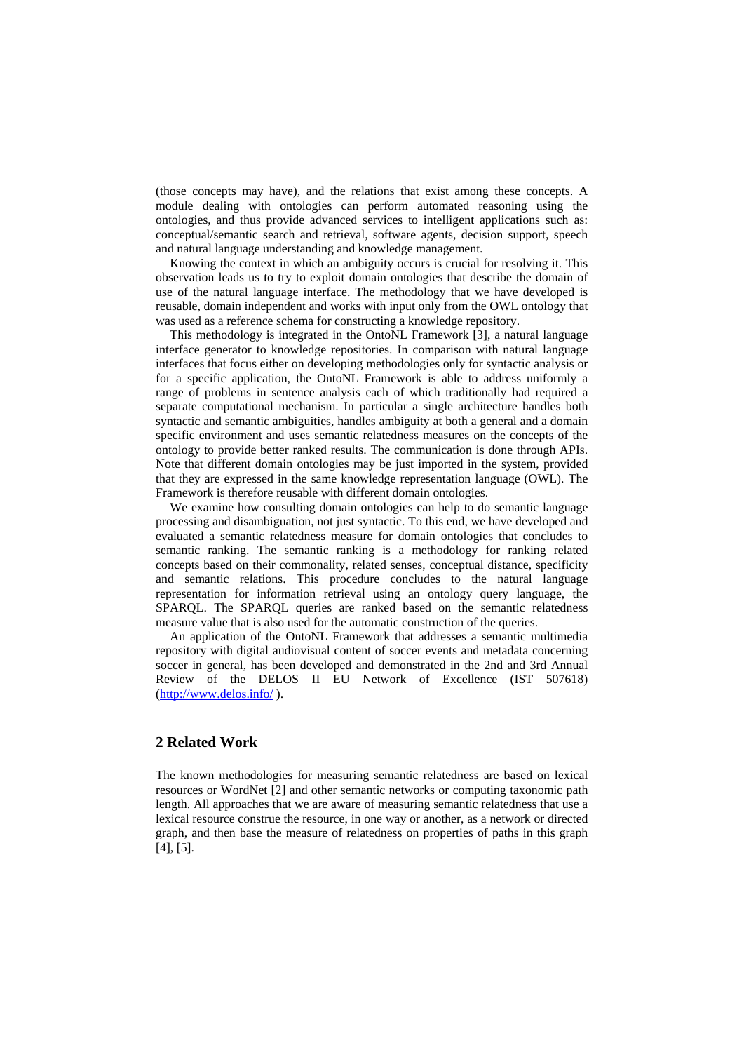(those concepts may have), and the relations that exist among these concepts. A module dealing with ontologies can perform automated reasoning using the ontologies, and thus provide advanced services to intelligent applications such as: conceptual/semantic search and retrieval, software agents, decision support, speech and natural language understanding and knowledge management.

Knowing the context in which an ambiguity occurs is crucial for resolving it. This observation leads us to try to exploit domain ontologies that describe the domain of use of the natural language interface. The methodology that we have developed is reusable, domain independent and works with input only from the OWL ontology that was used as a reference schema for constructing a knowledge repository.

This methodology is integrated in the OntoNL Framework [3], a natural language interface generator to knowledge repositories. In comparison with natural language interfaces that focus either on developing methodologies only for syntactic analysis or for a specific application, the OntoNL Framework is able to address uniformly a range of problems in sentence analysis each of which traditionally had required a separate computational mechanism. In particular a single architecture handles both syntactic and semantic ambiguities, handles ambiguity at both a general and a domain specific environment and uses semantic relatedness measures on the concepts of the ontology to provide better ranked results. The communication is done through APIs. Note that different domain ontologies may be just imported in the system, provided that they are expressed in the same knowledge representation language (OWL). The Framework is therefore reusable with different domain ontologies.

We examine how consulting domain ontologies can help to do semantic language processing and disambiguation, not just syntactic. To this end, we have developed and evaluated a semantic relatedness measure for domain ontologies that concludes to semantic ranking. The semantic ranking is a methodology for ranking related concepts based on their commonality, related senses, conceptual distance, specificity and semantic relations. This procedure concludes to the natural language representation for information retrieval using an ontology query language, the SPARQL. The SPARQL queries are ranked based on the semantic relatedness measure value that is also used for the automatic construction of the queries.

An application of the OntoNL Framework that addresses a semantic multimedia repository with digital audiovisual content of soccer events and metadata concerning soccer in general, has been developed and demonstrated in the 2nd and 3rd Annual Review of the DELOS II EU Network of Excellence (IST 507618) (http://www.delos.info/ ).

## 2 Related Work

The known methodologies for measuring semantic relatedness are based on lexical resources or WordNet [2] and other semantic networks or computing taxonomic path length. All approaches that we are aware of measuring semantic relatedness that use a lexical resource construe the resource, in one way or another, as a network or directed graph, and then base the measure of relatedness on properties of paths in this graph [4], [5].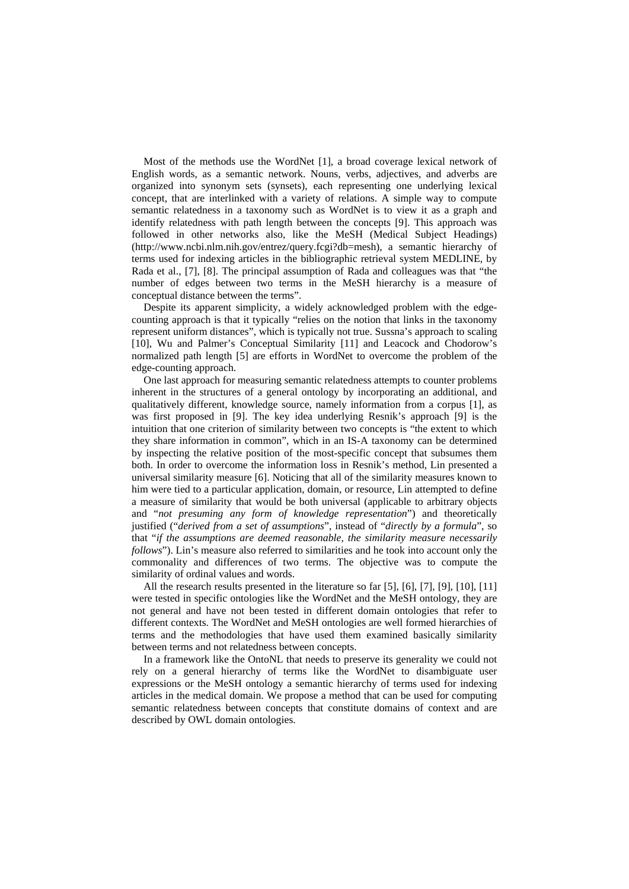Most of the methods use the WordNet [1], a broad coverage lexical network of English words, as a semantic network. Nouns, verbs, adjectives, and adverbs are organized into synonym sets (synsets), each representing one underlying lexical concept, that are interlinked with a variety of relations. A simple way to compute semantic relatedness in a taxonomy such as WordNet is to view it as a graph and identify relatedness with path length between the concepts [9]. This approach was followed in other networks also, like the MeSH (Medical Subject Headings) (http://www.ncbi.nlm.nih.gov/entrez/query.fcgi?db=mesh), a semantic hierarchy of terms used for indexing articles in the bibliographic retrieval system MEDLINE, by Rada et al., [7], [8]. The principal assumption of Rada and colleagues was that "the number of edges between two terms in the MeSH hierarchy is a measure of conceptual distance between the terms".

Despite its apparent simplicity, a widely acknowledged problem with the edge-counting approach is that it typically "relies on the notion that links in the taxonomy represent uniform distances", which is typically not true. Sussna's approach to scaling [10], Wu and Palmer's Conceptual Similarity [11] and Leacock and Chodorow's normalized path length [5] are efforts in WordNet to overcome the problem of the edge-counting approach.

One last approach for measuring semantic relatedness attempts to counter problems inherent in the structures of a general ontology by incorporating an additional, and qualitatively different, knowledge source, namely information from a corpus [1], as was first proposed in [9]. The key idea underlying Resnik's approach [9] is the intuition that one criterion of similarity between two concepts is "the extent to which they share information in common", which in an IS-A taxonomy can be determined by inspecting the relative position of the most-specific concept that subsumes them both. In order to overcome the information loss in Resnik's method, Lin presented a universal similarity measure [6]. Noticing that all of the similarity measures known to him were tied to a particular application, domain, or resource, Lin attempted to define a measure of similarity that would be both universal (applicable to arbitrary objects and "*not presuming any form of knowledge representation*") and theoretically justified ("*derived from a set of assumptions*", instead of "*directly by a formula*", so that "*if the assumptions are deemed reasonable, the similarity measure necessarily follows*"). Lin's measure also referred to similarities and he took into account only the commonality and differences of two terms. The objective was to compute the similarity of ordinal values and words.

All the research results presented in the literature so far [5], [6], [7], [9], [10], [11] were tested in specific ontologies like the WordNet and the MeSH ontology, they are not general and have not been tested in different domain ontologies that refer to different contexts. The WordNet and MeSH ontologies are well formed hierarchies of terms and the methodologies that have used them examined basically similarity between terms and not relatedness between concepts.

In a framework like the OntoNL that needs to preserve its generality we could not rely on a general hierarchy of terms like the WordNet to disambiguate user expressions or the MeSH ontology a semantic hierarchy of terms used for indexing articles in the medical domain. We propose a method that can be used for computing semantic relatedness between concepts that constitute domains of context and are described by OWL domain ontologies.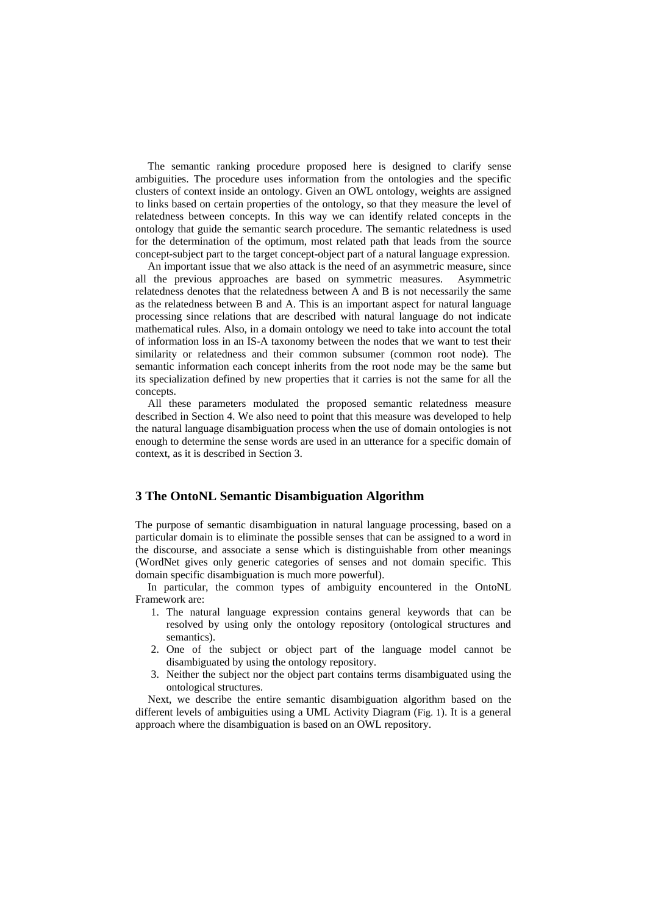The semantic ranking procedure proposed here is designed to clarify sense ambiguities. The procedure uses information from the ontologies and the specific clusters of context inside an ontology. Given an OWL ontology, weights are assigned to links based on certain properties of the ontology, so that they measure the level of relatedness between concepts. In this way we can identify related concepts in the ontology that guide the semantic search procedure. The semantic relatedness is used for the determination of the optimum, most related path that leads from the source concept-subject part to the target concept-object part of a natural language expression.

An important issue that we also attack is the need of an asymmetric measure, since all the previous approaches are based on symmetric measures. Asymmetric relatedness denotes that the relatedness between A and B is not necessarily the same as the relatedness between B and A. This is an important aspect for natural language processing since relations that are described with natural language do not indicate mathematical rules. Also, in a domain ontology we need to take into account the total of information loss in an IS-A taxonomy between the nodes that we want to test their similarity or relatedness and their common subsumer (common root node). The semantic information each concept inherits from the root node may be the same but its specialization defined by new properties that it carries is not the same for all the concepts.

All these parameters modulated the proposed semantic relatedness measure described in Section 4. We also need to point that this measure was developed to help the natural language disambiguation process when the use of domain ontologies is not enough to determine the sense words are used in an utterance for a specific domain of context, as it is described in Section 3.

## 3 The OntoNL Semantic Disambiguation Algorithm

The purpose of semantic disambiguation in natural language processing, based on a particular domain is to eliminate the possible senses that can be assigned to a word in the discourse, and associate a sense which is distinguishable from other meanings (WordNet gives only generic categories of senses and not domain specific. This domain specific disambiguation is much more powerful).

In particular, the common types of ambiguity encountered in the OntoNL Framework are:

1. The natural language expression contains general keywords that can be resolved by using only the ontology repository (ontological structures and semantics).
2. One of the subject or object part of the language model cannot be disambiguated by using the ontology repository.
3. Neither the subject nor the object part contains terms disambiguated using the ontological structures.

Next, we describe the entire semantic disambiguation algorithm based on the different levels of ambiguities using a UML Activity Diagram (Fig. 1). It is a general approach where the disambiguation is based on an OWL repository.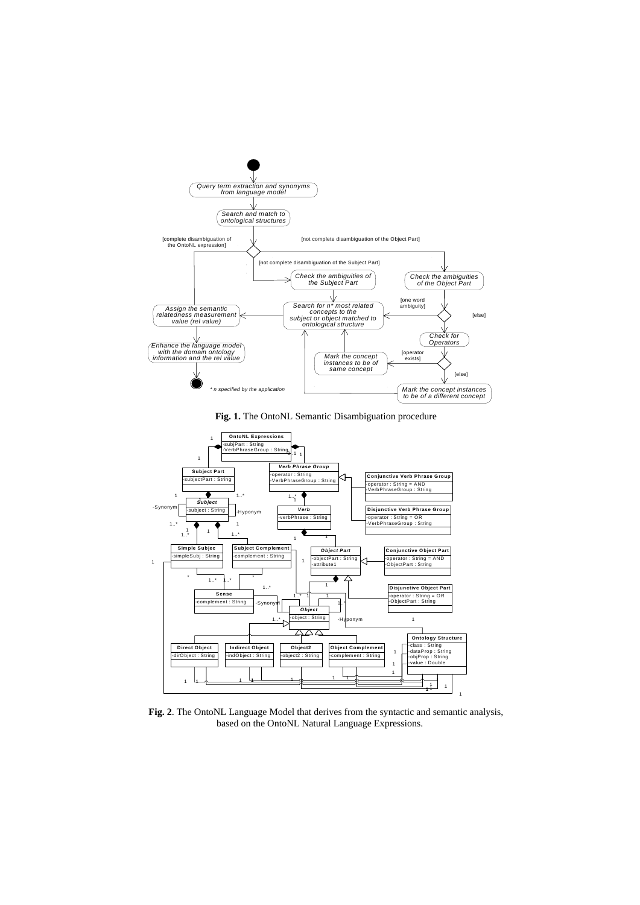**Fig. 1.** The OntoNL Semantic Disambiguation procedure

**Fig. 2**. The OntoNL Language Model that derives from the syntactic and semantic analysis, based on the OntoNL Natural Language Expressions.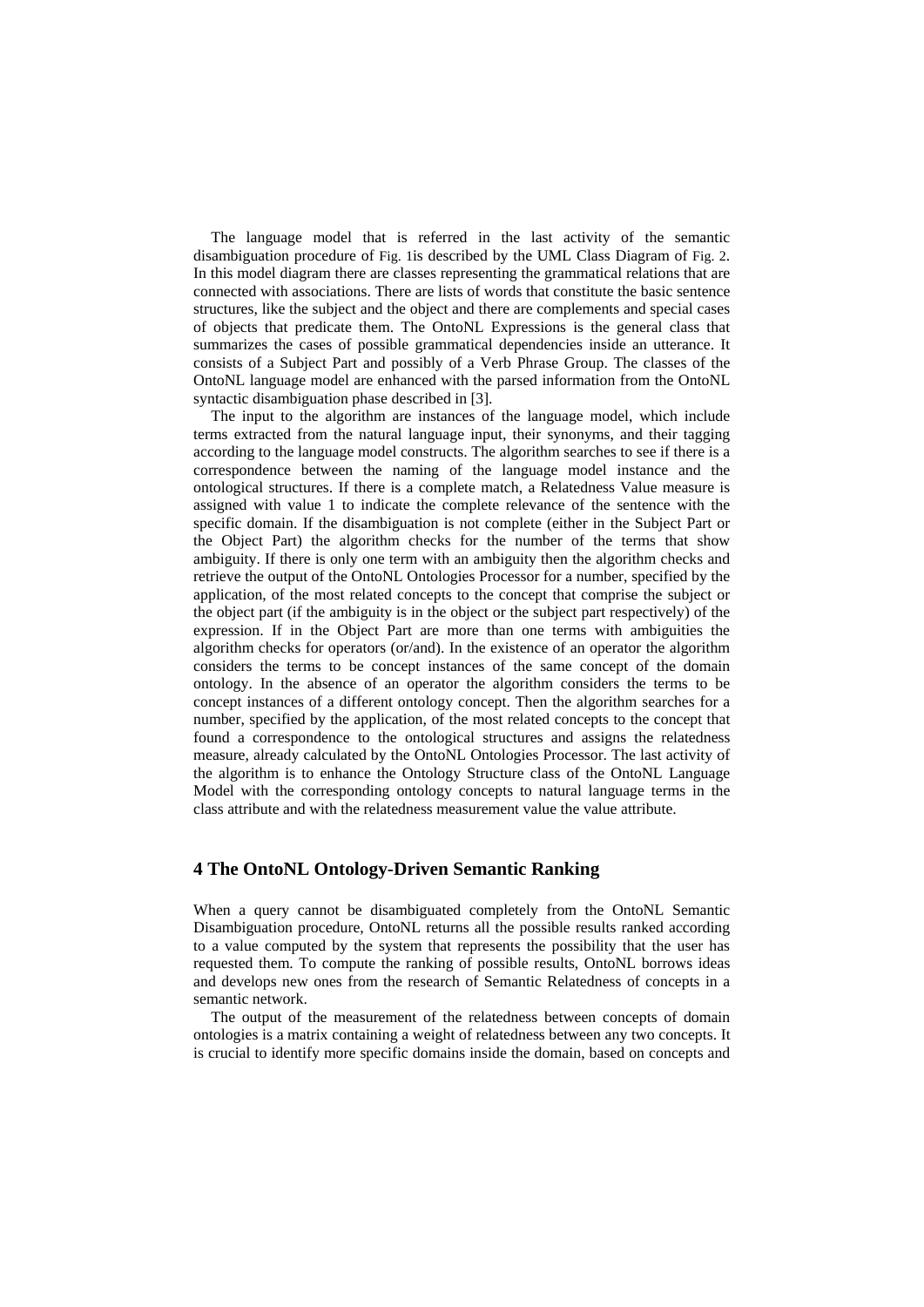The language model that is referred in the last activity of the semantic disambiguation procedure of Fig. 1is described by the UML Class Diagram of Fig. 2. In this model diagram there are classes representing the grammatical relations that are connected with associations. There are lists of words that constitute the basic sentence structures, like the subject and the object and there are complements and special cases of objects that predicate them. The OntoNL Expressions is the general class that summarizes the cases of possible grammatical dependencies inside an utterance. It consists of a Subject Part and possibly of a Verb Phrase Group. The classes of the OntoNL language model are enhanced with the parsed information from the OntoNL syntactic disambiguation phase described in [3].

The input to the algorithm are instances of the language model, which include terms extracted from the natural language input, their synonyms, and their tagging according to the language model constructs. The algorithm searches to see if there is a correspondence between the naming of the language model instance and the ontological structures. If there is a complete match, a Relatedness Value measure is assigned with value 1 to indicate the complete relevance of the sentence with the specific domain. If the disambiguation is not complete (either in the Subject Part or the Object Part) the algorithm checks for the number of the terms that show ambiguity. If there is only one term with an ambiguity then the algorithm checks and retrieve the output of the OntoNL Ontologies Processor for a number, specified by the application, of the most related concepts to the concept that comprise the subject or the object part (if the ambiguity is in the object or the subject part respectively) of the expression. If in the Object Part are more than one terms with ambiguities the algorithm checks for operators (or/and). In the existence of an operator the algorithm considers the terms to be concept instances of the same concept of the domain ontology. In the absence of an operator the algorithm considers the terms to be concept instances of a different ontology concept. Then the algorithm searches for a number, specified by the application, of the most related concepts to the concept that found a correspondence to the ontological structures and assigns the relatedness measure, already calculated by the OntoNL Ontologies Processor. The last activity of the algorithm is to enhance the Ontology Structure class of the OntoNL Language Model with the corresponding ontology concepts to natural language terms in the class attribute and with the relatedness measurement value the value attribute.

## 4 The OntoNL Ontology-Driven Semantic Ranking

When a query cannot be disambiguated completely from the OntoNL Semantic Disambiguation procedure, OntoNL returns all the possible results ranked according to a value computed by the system that represents the possibility that the user has requested them. To compute the ranking of possible results, OntoNL borrows ideas and develops new ones from the research of Semantic Relatedness of concepts in a semantic network.

The output of the measurement of the relatedness between concepts of domain ontologies is a matrix containing a weight of relatedness between any two concepts. It is crucial to identify more specific domains inside the domain, based on concepts and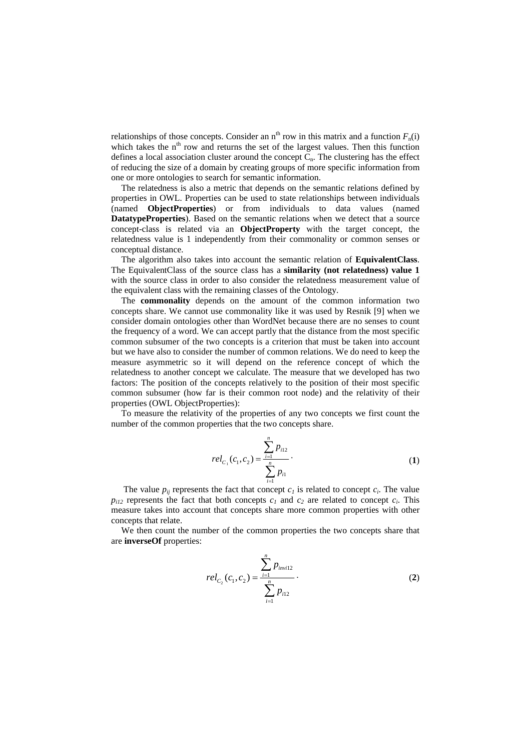relationships of those concepts. Consider an $n^{th}$ row in this matrix and a function $F_n(i)$ which takes the $n^{th}$ row and returns the set of the largest values. Then this function defines a local association cluster around the concept $C_n$. The clustering has the effect of reducing the size of a domain by creating groups of more specific information from one or more ontologies to search for semantic information.

The relatedness is also a metric that depends on the semantic relations defined by properties in OWL. Properties can be used to state relationships between individuals (named **ObjectProperties**) or from individuals to data values (named **DatatypeProperties**). Based on the semantic relations when we detect that a source concept-class is related via an **ObjectProperty** with the target concept, the relatedness value is 1 independently from their commonality or common senses or conceptual distance.

The algorithm also takes into account the semantic relation of **EquivalentClass**. The EquivalentClass of the source class has a **similarity (not relatedness) value 1** with the source class in order to also consider the relatedness measurement value of the equivalent class with the remaining classes of the Ontology.

The **commonality** depends on the amount of the common information two concepts share. We cannot use commonality like it was used by Resnik [9] when we consider domain ontologies other than WordNet because there are no senses to count the frequency of a word. We can accept partly that the distance from the most specific common subsumer of the two concepts is a criterion that must be taken into account but we have also to consider the number of common relations. We do need to keep the measure asymmetric so it will depend on the reference concept of which the relatedness to another concept we calculate. The measure that we developed has two factors: The position of the concepts relatively to the position of their most specific common subsumer (how far is their common root node) and the relativity of their properties (OWL ObjectProperties):

To measure the relativity of the properties of any two concepts we first count the number of the common properties that the two concepts share.

$$rel_{C_1}(c_1, c_2) = \frac{\sum_{i=1}^{n} p_{i12}}{\sum_{i=1}^{n} p_{i1}} . \tag{1}$$

The value $p_{ij}$ represents the fact that concept $c_1$ is related to concept $c_i$. The value $p_{i12}$ represents the fact that both concepts $c_1$ and $c_2$ are related to concept $c_i$. This measure takes into account that concepts share more common properties with other concepts that relate.

We then count the number of the common properties the two concepts share that are **inverseOf** properties:

$$rel_{C_2}(c_1, c_2) = \frac{\sum_{i=1}^{n} p_{invi12}}{\sum_{i=1}^{n} p_{i12}} . \tag{2}$$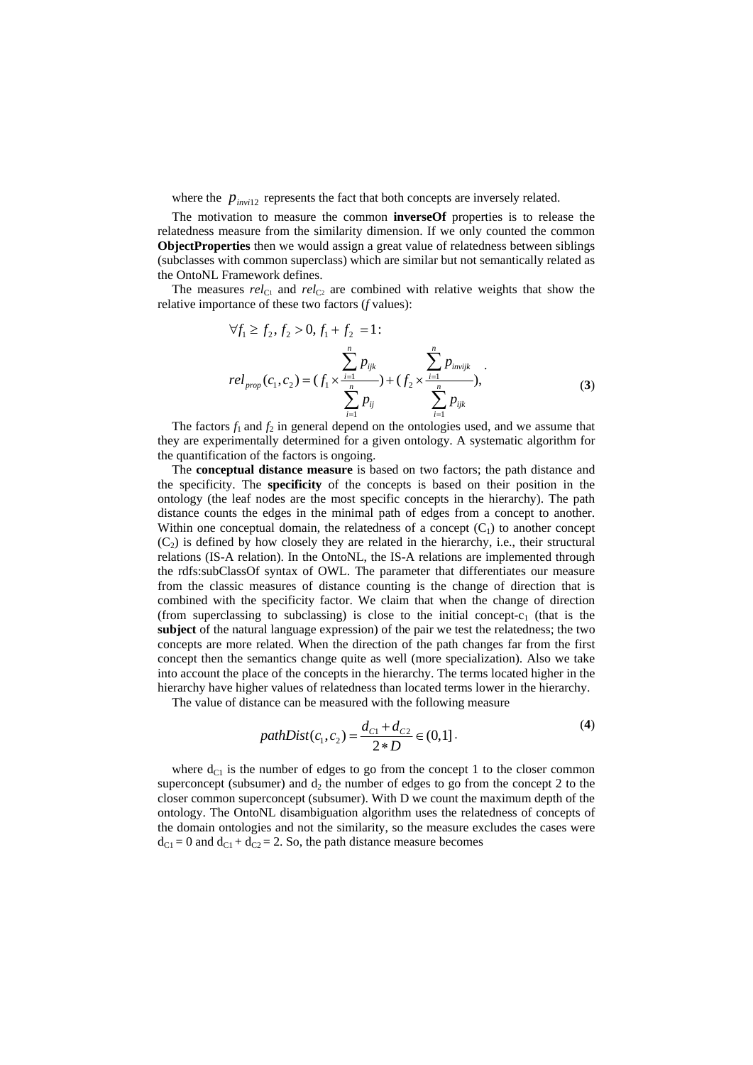where the $p_{invi12}$ represents the fact that both concepts are inversely related.

The motivation to measure the common **inverseOf** properties is to release the relatedness measure from the similarity dimension. If we only counted the common **ObjectProperties** then we would assign a great value of relatedness between siblings (subclasses with common superclass) which are similar but not semantically related as the OntoNL Framework defines.

The measures $rel_{C1}$ and $rel_{C2}$ are combined with relative weights that show the relative importance of these two factors ($f$ values):

$$\forall f_1 \geq f_2, f_2 > 0, f_1 + f_2 = 1:$$

$$rel_{prop}(c_1, c_2) = (f_1 \times \frac{\sum_{i=1}^{n} p_{ijk}}{\sum_{i=1}^{n} p_{ij}}) + (f_2 \times \frac{\sum_{i=1}^{n} p_{invijk}}{\sum_{i=1}^{n} p_{ijk}}), \tag{3}$$

The factors $f_1$ and $f_2$ in general depend on the ontologies used, and we assume that they are experimentally determined for a given ontology. A systematic algorithm for the quantification of the factors is ongoing.

The **conceptual distance measure** is based on two factors; the path distance and the specificity. The **specificity** of the concepts is based on their position in the ontology (the leaf nodes are the most specific concepts in the hierarchy). The path distance counts the edges in the minimal path of edges from a concept to another. Within one conceptual domain, the relatedness of a concept ($C_1$) to another concept ($C_2$) is defined by how closely they are related in the hierarchy, i.e., their structural relations (IS-A relation). In the OntoNL, the IS-A relations are implemented through the rdfs:subClassOf syntax of OWL. The parameter that differentiates our measure from the classic measures of distance counting is the change of direction that is combined with the specificity factor. We claim that when the change of direction (from superclassing to subclassing) is close to the initial concept-$c_1$ (that is the **subject** of the natural language expression) of the pair we test the relatedness; the two concepts are more related. When the direction of the path changes far from the first concept then the semantics change quite as well (more specialization). Also we take into account the place of the concepts in the hierarchy. The terms located higher in the hierarchy have higher values of relatedness than located terms lower in the hierarchy.

The value of distance can be measured with the following measure

$$pathDist(c_1, c_2) = \frac{d_{C1} + d_{C2}}{2 * D} \in (0,1]. \tag{4}$$

where $d_{C1}$ is the number of edges to go from the concept 1 to the closer common superconcept (subsumer) and $d_2$ the number of edges to go from the concept 2 to the closer common superconcept (subsumer). With D we count the maximum depth of the ontology. The OntoNL disambiguation algorithm uses the relatedness of concepts of the domain ontologies and not the similarity, so the measure excludes the cases were $d_{C1} = 0$ and $d_{C1} + d_{C2} = 2$. So, the path distance measure becomes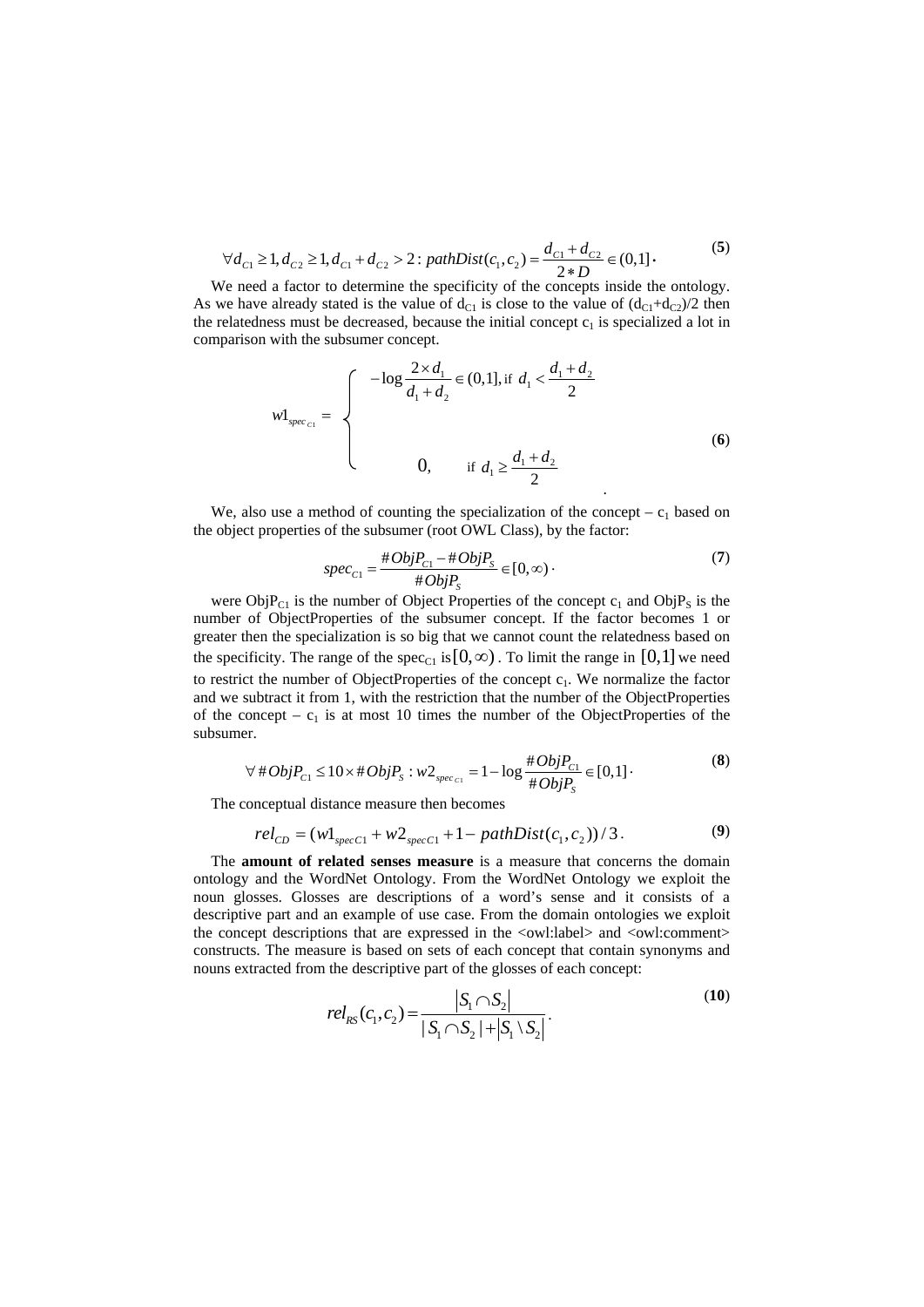$$\forall d_{C1} \geq 1, d_{C2} \geq 1, d_{C1} + d_{C2} > 2 : pathDist(c_1, c_2) = \frac{d_{C1} + d_{C2}}{2 * D} \in (0,1] . \tag{5}$$

We need a factor to determine the specificity of the concepts inside the ontology. As we have already stated is the value of $d_{C1}$ is close to the value of $(d_{C1}+d_{C2})/2$ then the relatedness must be decreased, because the initial concept $c_1$ is specialized a lot in comparison with the subsumer concept.

$$w1_{spec_{C1}} = \begin{cases} -\log \dfrac{2 \times d_1}{d_1 + d_2} \in (0,1], \text{ if } d_1 < \dfrac{d_1 + d_2}{2} \\ \\ 0, \quad \text{ if } d_1 \geq \dfrac{d_1 + d_2}{2} \end{cases} . \tag{6}$$

We, also use a method of counting the specialization of the concept – $c_1$ based on the object properties of the subsumer (root OWL Class), by the factor:

$$spec_{C1} = \frac{\#ObjP_{C1} - \#ObjP_S}{\#ObjP_S} \in [0, \infty) . \tag{7}$$

were $ObjP_{C1}$ is the number of Object Properties of the concept $c_1$ and $ObjP_S$ is the number of ObjectProperties of the subsumer concept. If the factor becomes 1 or greater then the specialization is so big that we cannot count the relatedness based on the specificity. The range of the $spec_{C1}$ is $[0, \infty)$. To limit the range in $[0,1]$ we need to restrict the number of ObjectProperties of the concept $c_1$. We normalize the factor and we subtract it from 1, with the restriction that the number of the ObjectProperties of the concept – $c_1$ is at most 10 times the number of the ObjectProperties of the subsumer.

$$\forall \#ObjP_{C1} \leq 10 \times \#ObjP_S : w2_{spec_{C1}} = 1 - \log \frac{\#ObjP_{C1}}{\#ObjP_S} \in [0,1] . \tag{8}$$

The conceptual distance measure then becomes

$$rel_{CD} = (w1_{specC1} + w2_{specC1} + 1 - pathDist(c_1, c_2)) / 3 . \tag{9}$$

The **amount of related senses measure** is a measure that concerns the domain ontology and the WordNet Ontology. From the WordNet Ontology we exploit the noun glosses. Glosses are descriptions of a word's sense and it consists of a descriptive part and an example of use case. From the domain ontologies we exploit the concept descriptions that are expressed in the <owl:label> and <owl:comment> constructs. The measure is based on sets of each concept that contain synonyms and nouns extracted from the descriptive part of the glosses of each concept:

$$rel_{RS}(c_1, c_2) = \frac{|S_1 \cap S_2|}{|S_1 \cap S_2| + |S_1 \setminus S_2|} . \tag{10}$$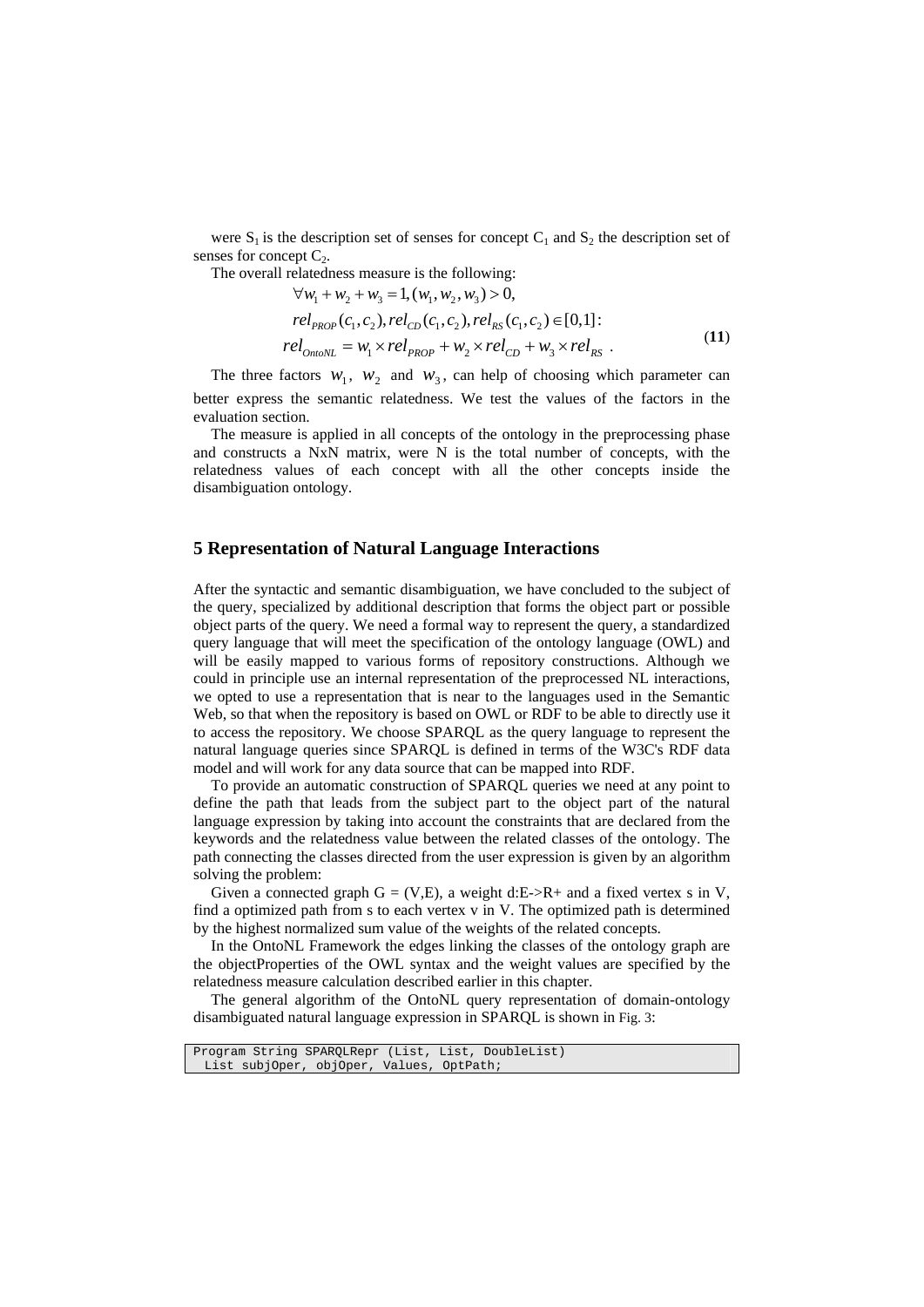were $S_1$ is the description set of senses for concept $C_1$ and $S_2$ the description set of senses for concept $C_2$.

The overall relatedness measure is the following:

$$\begin{aligned}
&\forall w_1 + w_2 + w_3 = 1, (w_1, w_2, w_3) > 0, \\
&rel_{PROP}(c_1, c_2), rel_{CD}(c_1, c_2), rel_{RS}(c_1, c_2) \in [0,1]: \\
&rel_{OntoNL} = w_1 \times rel_{PROP} + w_2 \times rel_{CD} + w_3 \times rel_{RS} \ .
\end{aligned} \quad \textbf{(11)}$$

The three factors $w_1$, $w_2$ and $w_3$, can help of choosing which parameter can better express the semantic relatedness. We test the values of the factors in the evaluation section.

The measure is applied in all concepts of the ontology in the preprocessing phase and constructs a NxN matrix, were N is the total number of concepts, with the relatedness values of each concept with all the other concepts inside the disambiguation ontology.

## 5 Representation of Natural Language Interactions

After the syntactic and semantic disambiguation, we have concluded to the subject of the query, specialized by additional description that forms the object part or possible object parts of the query. We need a formal way to represent the query, a standardized query language that will meet the specification of the ontology language (OWL) and will be easily mapped to various forms of repository constructions. Although we could in principle use an internal representation of the preprocessed NL interactions, we opted to use a representation that is near to the languages used in the Semantic Web, so that when the repository is based on OWL or RDF to be able to directly use it to access the repository. We choose SPARQL as the query language to represent the natural language queries since SPARQL is defined in terms of the W3C's RDF data model and will work for any data source that can be mapped into RDF.

To provide an automatic construction of SPARQL queries we need at any point to define the path that leads from the subject part to the object part of the natural language expression by taking into account the constraints that are declared from the keywords and the relatedness value between the related classes of the ontology. The path connecting the classes directed from the user expression is given by an algorithm solving the problem:

Given a connected graph G = (V,E), a weight d:E->R+ and a fixed vertex s in V, find a optimized path from s to each vertex v in V. The optimized path is determined by the highest normalized sum value of the weights of the related concepts.

In the OntoNL Framework the edges linking the classes of the ontology graph are the objectProperties of the OWL syntax and the weight values are specified by the relatedness measure calculation described earlier in this chapter.

The general algorithm of the OntoNL query representation of domain-ontology disambiguated natural language expression in SPARQL is shown in Fig. 3:

```
Program String SPARQLRepr (List, List, DoubleList)
 List subjOper, objOper, Values, OptPath;
```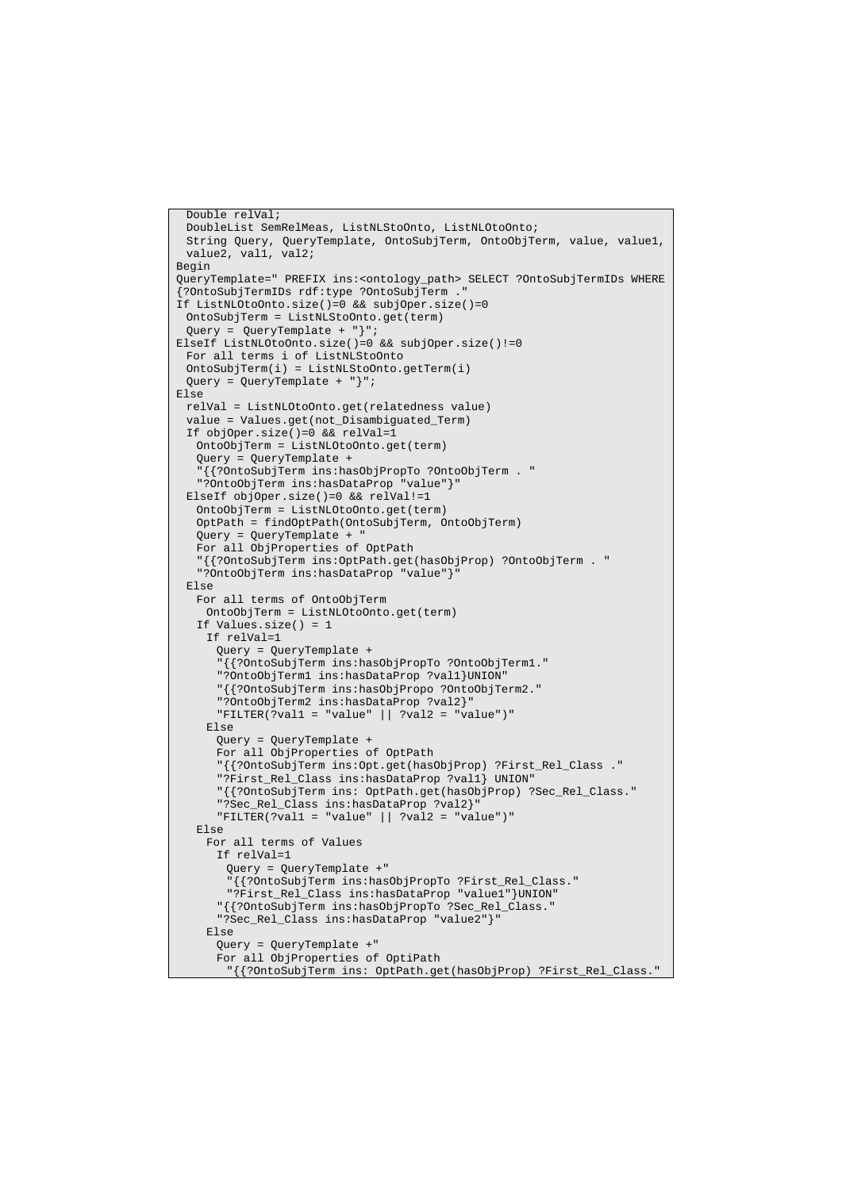```
  Double relVal;
  DoubleList SemRelMeas, ListNLStoOnto, ListNLOtoOnto;
  String Query, QueryTemplate, OntoSubjTerm, OntoObjTerm, value, value1,
  value2, val1, val2;
Begin
QueryTemplate=" PREFIX ins:<ontology_path> SELECT ?OntoSubjTermIDs WHERE
{?OntoSubjTermIDs rdf:type ?OntoSubjTerm ."
If ListNLOtoOnto.size()=0 && subjOper.size()=0
  OntoSubjTerm = ListNLStoOnto.get(term)
  Query = QueryTemplate + "}";
ElseIf ListNLOtoOnto.size()=0 && subjOper.size()!=0
  For all terms i of ListNLStoOnto
  OntoSubjTerm(i) = ListNLStoOnto.getTerm(i)
  Query = QueryTemplate + "}";
Else
  relVal = ListNLOtoOnto.get(relatedness value)
  value = Values.get(not_Disambiguated_Term)
  If objOper.size()=0 && relVal=1
    OntoObjTerm = ListNLOtoOnto.get(term)
    Query = QueryTemplate +
    "{{?OntoSubjTerm ins:hasObjPropTo ?OntoObjTerm . "
    "?OntoObjTerm ins:hasDataProp "value"}"
  ElseIf objOper.size()=0 && relVal!=1
    OntoObjTerm = ListNLOtoOnto.get(term)
    OptPath = findOptPath(OntoSubjTerm, OntoObjTerm)
    Query = QueryTemplate + "
    For all ObjProperties of OptPath
    "{{?OntoSubjTerm ins:OptPath.get(hasObjProp) ?OntoObjTerm . "
    "?OntoObjTerm ins:hasDataProp "value"}"
  Else
    For all terms of OntoObjTerm
      OntoObjTerm = ListNLOtoOnto.get(term)
    If Values.size() = 1
      If relVal=1
        Query = QueryTemplate +
        "{{?OntoSubjTerm ins:hasObjPropTo ?OntoObjTerm1."
        "?OntoObjTerm1 ins:hasDataProp ?val1}UNION"
        "{{?OntoSubjTerm ins:hasObjPropo ?OntoObjTerm2."
        "?OntoObjTerm2 ins:hasDataProp ?val2}"
        "FILTER(?val1 = "value" || ?val2 = "value")"
      Else
        Query = QueryTemplate +
        For all ObjProperties of OptPath
        "{{?OntoSubjTerm ins:Opt.get(hasObjProp) ?First_Rel_Class ."
        "?First_Rel_Class ins:hasDataProp ?val1} UNION"
        "{{?OntoSubjTerm ins: OptPath.get(hasObjProp) ?Sec_Rel_Class."
        "?Sec_Rel_Class ins:hasDataProp ?val2}"
        "FILTER(?val1 = "value" || ?val2 = "value")"
    Else
      For all terms of Values
        If relVal=1
          Query = QueryTemplate +"
          "{{?OntoSubjTerm ins:hasObjPropTo ?First_Rel_Class."
          "?First_Rel_Class ins:hasDataProp "value1"}UNION"
        "{{?OntoSubjTerm ins:hasObjPropTo ?Sec_Rel_Class."
        "?Sec_Rel_Class ins:hasDataProp "value2"}"
      Else
        Query = QueryTemplate +"
        For all ObjProperties of OptiPath
          "{{?OntoSubjTerm ins: OptPath.get(hasObjProp) ?First_Rel_Class."
```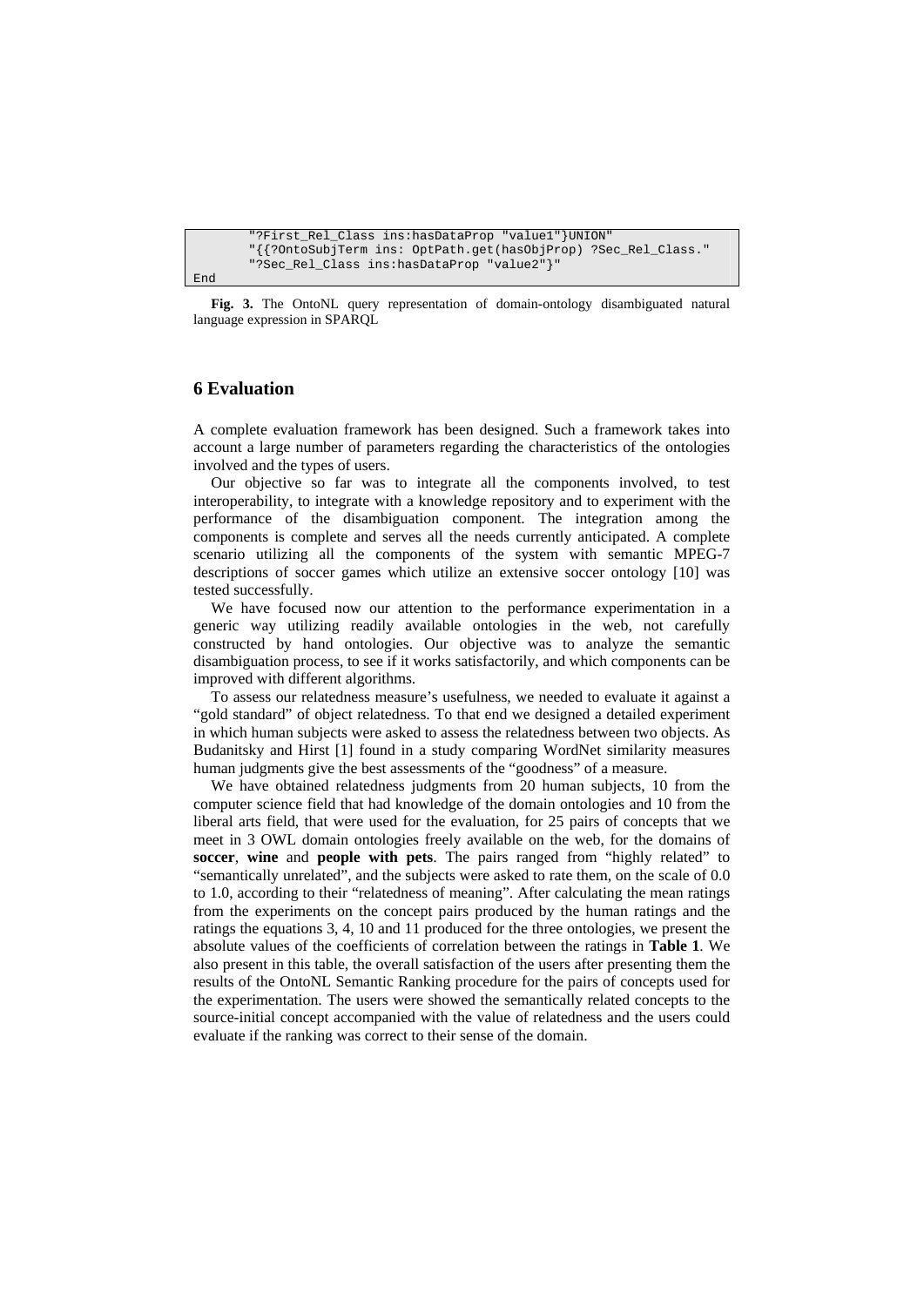```
        "?First_Rel_Class ins:hasDataProp "value1"}UNION"
        "{{?OntoSubjTerm ins: OptPath.get(hasObjProp) ?Sec_Rel_Class."
        "?Sec_Rel_Class ins:hasDataProp "value2"}"
End
```

**Fig. 3.** The OntoNL query representation of domain-ontology disambiguated natural language expression in SPARQL

## 6 Evaluation

A complete evaluation framework has been designed. Such a framework takes into account a large number of parameters regarding the characteristics of the ontologies involved and the types of users.

Our objective so far was to integrate all the components involved, to test interoperability, to integrate with a knowledge repository and to experiment with the performance of the disambiguation component. The integration among the components is complete and serves all the needs currently anticipated. A complete scenario utilizing all the components of the system with semantic MPEG-7 descriptions of soccer games which utilize an extensive soccer ontology [10] was tested successfully.

We have focused now our attention to the performance experimentation in a generic way utilizing readily available ontologies in the web, not carefully constructed by hand ontologies. Our objective was to analyze the semantic disambiguation process, to see if it works satisfactorily, and which components can be improved with different algorithms.

To assess our relatedness measure's usefulness, we needed to evaluate it against a "gold standard" of object relatedness. To that end we designed a detailed experiment in which human subjects were asked to assess the relatedness between two objects. As Budanitsky and Hirst [1] found in a study comparing WordNet similarity measures human judgments give the best assessments of the "goodness" of a measure.

We have obtained relatedness judgments from 20 human subjects, 10 from the computer science field that had knowledge of the domain ontologies and 10 from the liberal arts field, that were used for the evaluation, for 25 pairs of concepts that we meet in 3 OWL domain ontologies freely available on the web, for the domains of **soccer**, **wine** and **people with pets**. The pairs ranged from "highly related" to "semantically unrelated", and the subjects were asked to rate them, on the scale of 0.0 to 1.0, according to their "relatedness of meaning". After calculating the mean ratings from the experiments on the concept pairs produced by the human ratings and the ratings the equations 3, 4, 10 and 11 produced for the three ontologies, we present the absolute values of the coefficients of correlation between the ratings in **Table 1**. We also present in this table, the overall satisfaction of the users after presenting them the results of the OntoNL Semantic Ranking procedure for the pairs of concepts used for the experimentation. The users were showed the semantically related concepts to the source-initial concept accompanied with the value of relatedness and the users could evaluate if the ranking was correct to their sense of the domain.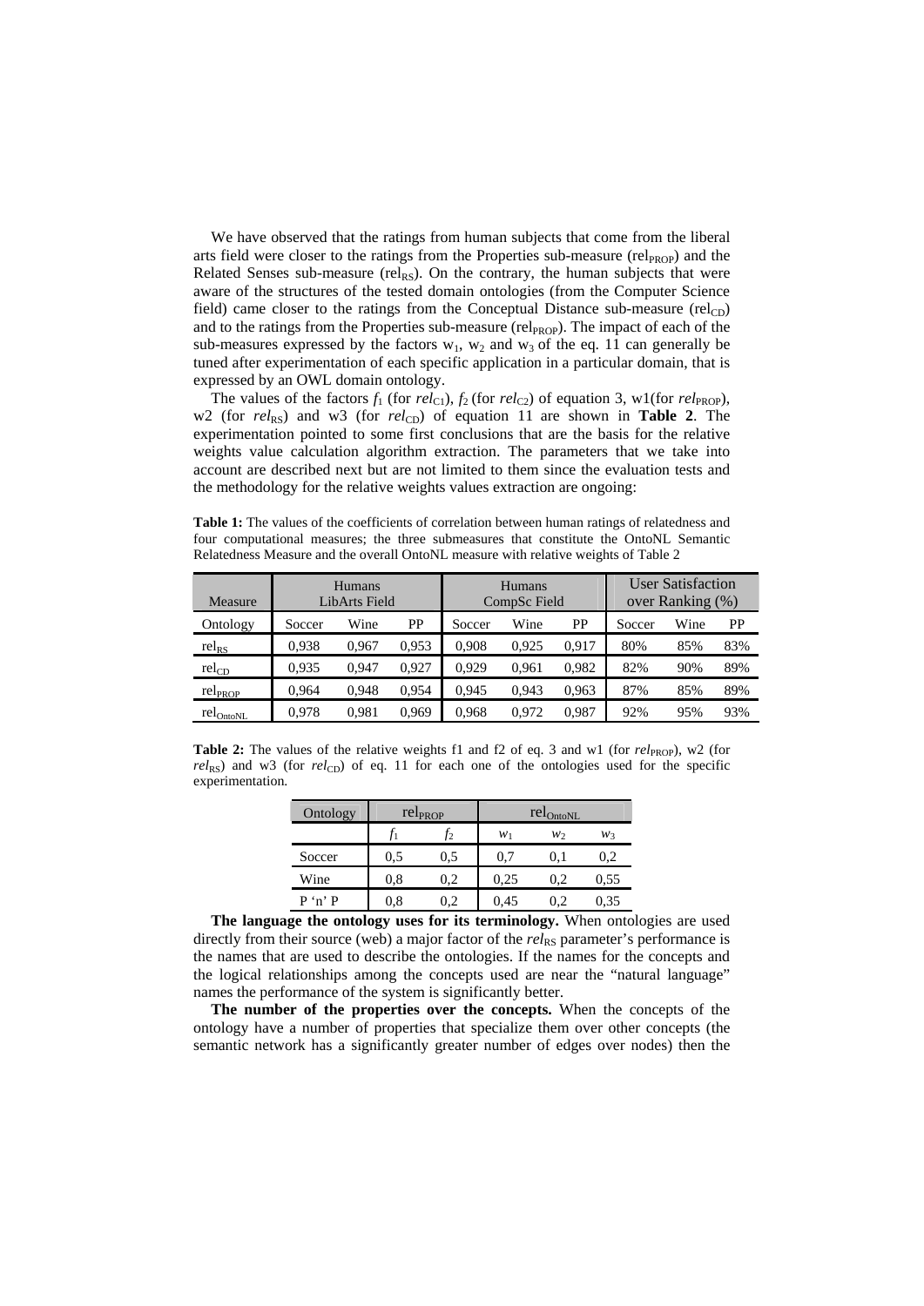We have observed that the ratings from human subjects that come from the liberal arts field were closer to the ratings from the Properties sub-measure ($rel_{PROP}$) and the Related Senses sub-measure ($rel_{RS}$). On the contrary, the human subjects that were aware of the structures of the tested domain ontologies (from the Computer Science field) came closer to the ratings from the Conceptual Distance sub-measure ($rel_{CD}$) and to the ratings from the Properties sub-measure ($rel_{PROP}$). The impact of each of the sub-measures expressed by the factors $w_1$, $w_2$ and $w_3$ of the eq. 11 can generally be tuned after experimentation of each specific application in a particular domain, that is expressed by an OWL domain ontology.

The values of the factors $f_1$ (for $rel_{C1}$), $f_2$ (for $rel_{C2}$) of equation 3, w1(for $rel_{PROP}$), w2 (for $rel_{RS}$) and w3 (for $rel_{CD}$) of equation 11 are shown in **Table 2**. The experimentation pointed to some first conclusions that are the basis for the relative weights value calculation algorithm extraction. The parameters that we take into account are described next but are not limited to them since the evaluation tests and the methodology for the relative weights values extraction are ongoing:

**Table 1:** The values of the coefficients of correlation between human ratings of relatedness and four computational measures; the three submeasures that constitute the OntoNL Semantic Relatedness Measure and the overall OntoNL measure with relative weights of Table 2

| Measure | Humans LibArts Field | | | Humans CompSc Field | | | User Satisfaction over Ranking (%) | | |
|---|---|---|---|---|---|---|---|---|---|
| Ontology | Soccer | Wine | PP | Soccer | Wine | PP | Soccer | Wine | PP |
| $rel_{RS}$ | 0,938 | 0,967 | 0,953 | 0,908 | 0,925 | 0,917 | 80% | 85% | 83% |
| $rel_{CD}$ | 0,935 | 0,947 | 0,927 | 0,929 | 0,961 | 0,982 | 82% | 90% | 89% |
| $rel_{PROP}$ | 0,964 | 0,948 | 0,954 | 0,945 | 0,943 | 0,963 | 87% | 85% | 89% |
| $rel_{OntoNL}$ | 0,978 | 0,981 | 0,969 | 0,968 | 0,972 | 0,987 | 92% | 95% | 93% |

**Table 2:** The values of the relative weights f1 and f2 of eq. 3 and w1 (for $rel_{PROP}$), w2 (for $rel_{RS}$) and w3 (for $rel_{CD}$) of eq. 11 for each one of the ontologies used for the specific experimentation.

| Ontology | $rel_{PROP}$ | | $rel_{OntoNL}$ | | |
|---|---|---|---|---|---|
| | $f_1$ | $f_2$ | $w_1$ | $w_2$ | $w_3$ |
| Soccer | 0,5 | 0,5 | 0,7 | 0,1 | 0,2 |
| Wine | 0,8 | 0,2 | 0,25 | 0,2 | 0,55 |
| P 'n' P | 0,8 | 0,2 | 0,45 | 0,2 | 0,35 |

**The language the ontology uses for its terminology.** When ontologies are used directly from their source (web) a major factor of the $rel_{RS}$ parameter's performance is the names that are used to describe the ontologies. If the names for the concepts and the logical relationships among the concepts used are near the "natural language" names the performance of the system is significantly better.

**The number of the properties over the concepts.** When the concepts of the ontology have a number of properties that specialize them over other concepts (the semantic network has a significantly greater number of edges over nodes) then the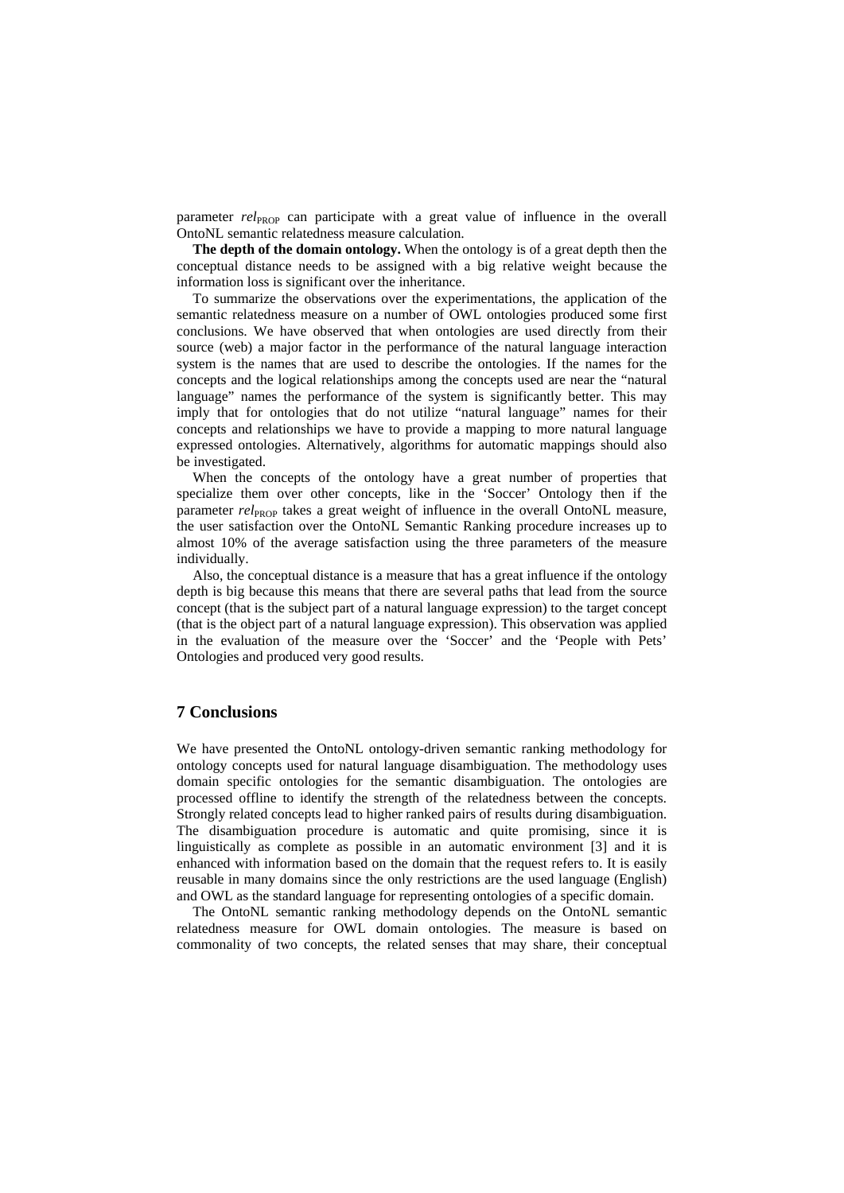parameter $rel_{PROP}$ can participate with a great value of influence in the overall OntoNL semantic relatedness measure calculation.

**The depth of the domain ontology.** When the ontology is of a great depth then the conceptual distance needs to be assigned with a big relative weight because the information loss is significant over the inheritance.

To summarize the observations over the experimentations, the application of the semantic relatedness measure on a number of OWL ontologies produced some first conclusions. We have observed that when ontologies are used directly from their source (web) a major factor in the performance of the natural language interaction system is the names that are used to describe the ontologies. If the names for the concepts and the logical relationships among the concepts used are near the "natural language" names the performance of the system is significantly better. This may imply that for ontologies that do not utilize "natural language" names for their concepts and relationships we have to provide a mapping to more natural language expressed ontologies. Alternatively, algorithms for automatic mappings should also be investigated.

When the concepts of the ontology have a great number of properties that specialize them over other concepts, like in the 'Soccer' Ontology then if the parameter $rel_{PROP}$ takes a great weight of influence in the overall OntoNL measure, the user satisfaction over the OntoNL Semantic Ranking procedure increases up to almost 10% of the average satisfaction using the three parameters of the measure individually.

Also, the conceptual distance is a measure that has a great influence if the ontology depth is big because this means that there are several paths that lead from the source concept (that is the subject part of a natural language expression) to the target concept (that is the object part of a natural language expression). This observation was applied in the evaluation of the measure over the 'Soccer' and the 'People with Pets' Ontologies and produced very good results.

## 7 Conclusions

We have presented the OntoNL ontology-driven semantic ranking methodology for ontology concepts used for natural language disambiguation. The methodology uses domain specific ontologies for the semantic disambiguation. The ontologies are processed offline to identify the strength of the relatedness between the concepts. Strongly related concepts lead to higher ranked pairs of results during disambiguation. The disambiguation procedure is automatic and quite promising, since it is linguistically as complete as possible in an automatic environment [3] and it is enhanced with information based on the domain that the request refers to. It is easily reusable in many domains since the only restrictions are the used language (English) and OWL as the standard language for representing ontologies of a specific domain.

The OntoNL semantic ranking methodology depends on the OntoNL semantic relatedness measure for OWL domain ontologies. The measure is based on commonality of two concepts, the related senses that may share, their conceptual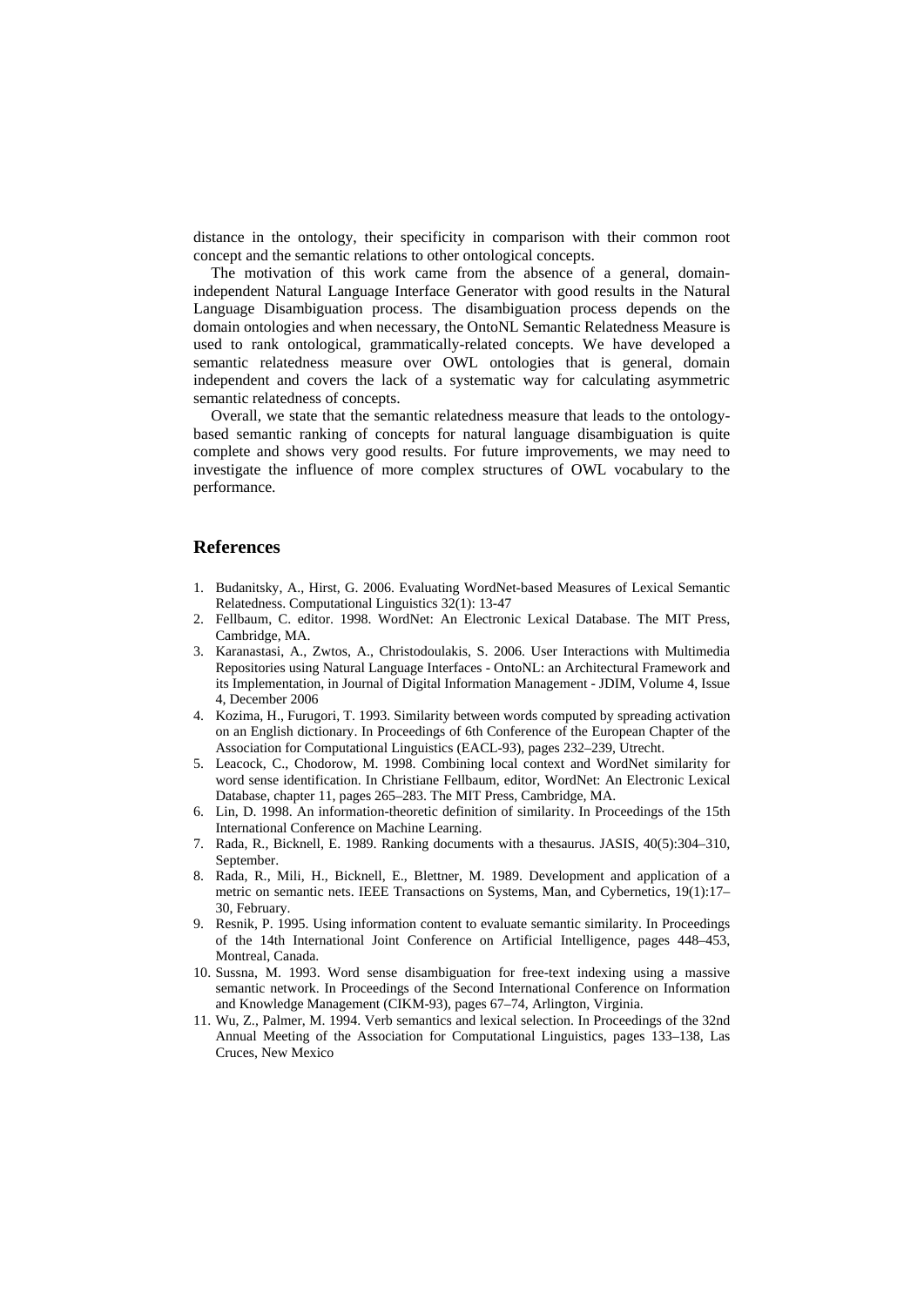distance in the ontology, their specificity in comparison with their common root concept and the semantic relations to other ontological concepts.

The motivation of this work came from the absence of a general, domain-independent Natural Language Interface Generator with good results in the Natural Language Disambiguation process. The disambiguation process depends on the domain ontologies and when necessary, the OntoNL Semantic Relatedness Measure is used to rank ontological, grammatically-related concepts. We have developed a semantic relatedness measure over OWL ontologies that is general, domain independent and covers the lack of a systematic way for calculating asymmetric semantic relatedness of concepts.

Overall, we state that the semantic relatedness measure that leads to the ontology-based semantic ranking of concepts for natural language disambiguation is quite complete and shows very good results. For future improvements, we may need to investigate the influence of more complex structures of OWL vocabulary to the performance.

## References

1. Budanitsky, A., Hirst, G. 2006. Evaluating WordNet-based Measures of Lexical Semantic Relatedness. Computational Linguistics 32(1): 13-47
2. Fellbaum, C. editor. 1998. WordNet: An Electronic Lexical Database. The MIT Press, Cambridge, MA.
3. Karanastasi, A., Zwtos, A., Christodoulakis, S. 2006. User Interactions with Multimedia Repositories using Natural Language Interfaces - OntoNL: an Architectural Framework and its Implementation, in Journal of Digital Information Management - JDIM, Volume 4, Issue 4, December 2006
4. Kozima, H., Furugori, T. 1993. Similarity between words computed by spreading activation on an English dictionary. In Proceedings of 6th Conference of the European Chapter of the Association for Computational Linguistics (EACL-93), pages 232–239, Utrecht.
5. Leacock, C., Chodorow, M. 1998. Combining local context and WordNet similarity for word sense identification. In Christiane Fellbaum, editor, WordNet: An Electronic Lexical Database, chapter 11, pages 265–283. The MIT Press, Cambridge, MA.
6. Lin, D. 1998. An information-theoretic definition of similarity. In Proceedings of the 15th International Conference on Machine Learning.
7. Rada, R., Bicknell, E. 1989. Ranking documents with a thesaurus. JASIS, 40(5):304–310, September.
8. Rada, R., Mili, H., Bicknell, E., Blettner, M. 1989. Development and application of a metric on semantic nets. IEEE Transactions on Systems, Man, and Cybernetics, 19(1):17–30, February.
9. Resnik, P. 1995. Using information content to evaluate semantic similarity. In Proceedings of the 14th International Joint Conference on Artificial Intelligence, pages 448–453, Montreal, Canada.
10. Sussna, M. 1993. Word sense disambiguation for free-text indexing using a massive semantic network. In Proceedings of the Second International Conference on Information and Knowledge Management (CIKM-93), pages 67–74, Arlington, Virginia.
11. Wu, Z., Palmer, M. 1994. Verb semantics and lexical selection. In Proceedings of the 32nd Annual Meeting of the Association for Computational Linguistics, pages 133–138, Las Cruces, New Mexico